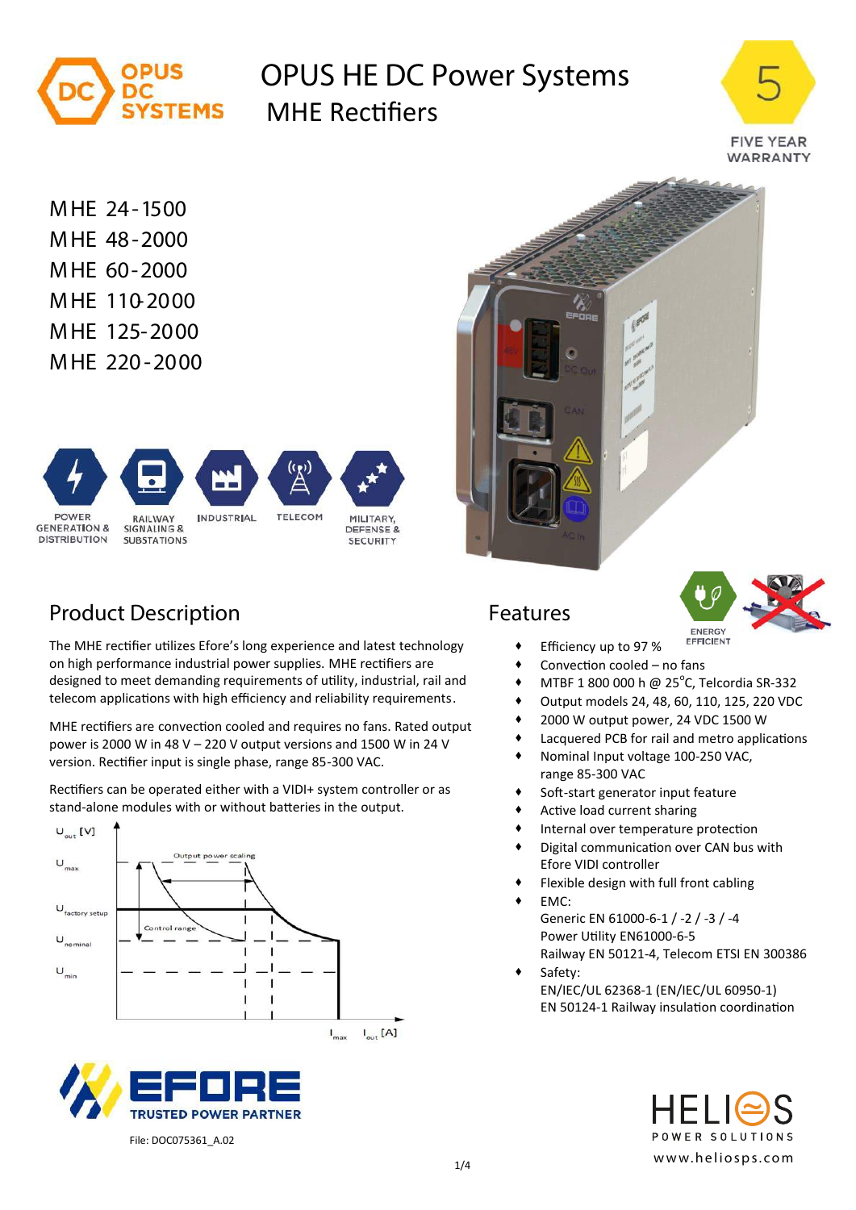# OPUS HE DC Power Systems

## MHE Rectifiers

FIVE YEAR WARRANTY

MHE 24-1500
MHE 48-2000
MHE 60-2000
MHE 110-2000
MHE 125-2000
MHE 220-2000

POWER GENERATION & DISTRIBUTION | RAILWAY SIGNALING & SUBSTATIONS | INDUSTRIAL | TELECOM | MILITARY, DEFENSE & SECURITY

## Product Description

The MHE rectifier utilizes Efore's long experience and latest technology on high performance industrial power supplies. MHE rectifiers are designed to meet demanding requirements of utility, industrial, rail and telecom applications with high efficiency and reliability requirements.

MHE rectifiers are convection cooled and requires no fans. Rated output power is 2000 W in 48 V – 220 V output versions and 1500 W in 24 V version. Rectifier input is single phase, range 85-300 VAC.

Rectifiers can be operated either with a VIDI+ system controller or as stand-alone modules with or without batteries in the output.

$U_{out}$ [V], $U_{max}$, $U_{factory\ setup}$, $U_{nominal}$, $U_{min}$, Output power scaling, Control range, $I_{max}$, $I_{out}$ [A]

## Features

ENERGY EFFICIENT

- Efficiency up to 97 %
- Convection cooled – no fans
- MTBF 1 800 000 h @ 25°C, Telcordia SR-332
- Output models 24, 48, 60, 110, 125, 220 VDC
- 2000 W output power, 24 VDC 1500 W
- Lacquered PCB for rail and metro applications
- Nominal Input voltage 100-250 VAC, range 85-300 VAC
- Soft-start generator input feature
- Active load current sharing
- Internal over temperature protection
- Digital communication over CAN bus with Efore VIDI controller
- Flexible design with full front cabling
- EMC:
  Generic EN 61000-6-1 / -2 / -3 / -4
  Power Utility EN61000-6-5
  Railway EN 50121-4, Telecom ETSI EN 300386
- Safety:
  EN/IEC/UL 62368-1 (EN/IEC/UL 60950-1)
  EN 50124-1 Railway insulation coordination

EFORE TRUSTED POWER PARTNER

File: DOC075361_A.02

HELIOS POWER SOLUTIONS
www.heliosps.com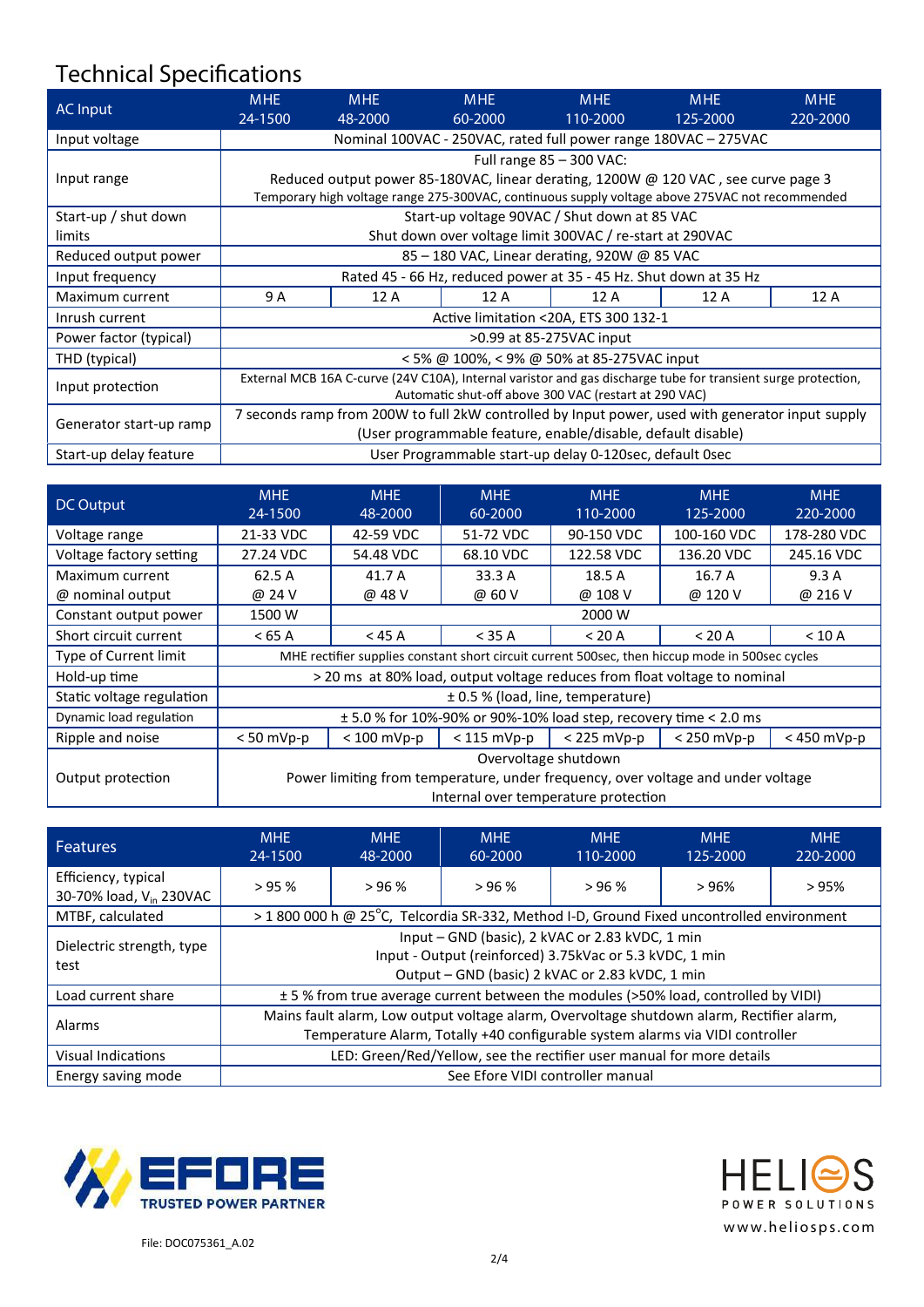## Technical Specifications

| AC Input | MHE 24-1500 | MHE 48-2000 | MHE 60-2000 | MHE 110-2000 | MHE 125-2000 | MHE 220-2000 |
|---|---|---|---|---|---|---|
| Input voltage | Nominal 100VAC - 250VAC, rated full power range 180VAC – 275VAC | | | | | |
| Input range | Full range 85 – 300 VAC: Reduced output power 85-180VAC, linear derating, 1200W @ 120 VAC , see curve page 3 Temporary high voltage range 275-300VAC, continuous supply voltage above 275VAC not recommended | | | | | |
| Start-up / shut down limits | Start-up voltage 90VAC / Shut down at 85 VAC Shut down over voltage limit 300VAC / re-start at 290VAC | | | | | |
| Reduced output power | 85 – 180 VAC, Linear derating, 920W @ 85 VAC | | | | | |
| Input frequency | Rated 45 - 66 Hz, reduced power at 35 - 45 Hz. Shut down at 35 Hz | | | | | |
| Maximum current | 9 A | 12 A | 12 A | 12 A | 12 A | 12 A |
| Inrush current | Active limitation <20A, ETS 300 132-1 | | | | | |
| Power factor (typical) | >0.99 at 85-275VAC input | | | | | |
| THD (typical) | < 5% @ 100%, < 9% @ 50% at 85-275VAC input | | | | | |
| Input protection | External MCB 16A C-curve (24V C10A), Internal varistor and gas discharge tube for transient surge protection, Automatic shut-off above 300 VAC (restart at 290 VAC) | | | | | |
| Generator start-up ramp | 7 seconds ramp from 200W to full 2kW controlled by Input power, used with generator input supply (User programmable feature, enable/disable, default disable) | | | | | |
| Start-up delay feature | User Programmable start-up delay 0-120sec, default 0sec | | | | | |

| DC Output | MHE 24-1500 | MHE 48-2000 | MHE 60-2000 | MHE 110-2000 | MHE 125-2000 | MHE 220-2000 |
|---|---|---|---|---|---|---|
| Voltage range | 21-33 VDC | 42-59 VDC | 51-72 VDC | 90-150 VDC | 100-160 VDC | 178-280 VDC |
| Voltage factory setting | 27.24 VDC | 54.48 VDC | 68.10 VDC | 122.58 VDC | 136.20 VDC | 245.16 VDC |
| Maximum current @ nominal output | 62.5 A @ 24 V | 41.7 A @ 48 V | 33.3 A @ 60 V | 18.5 A @ 108 V | 16.7 A @ 120 V | 9.3 A @ 216 V |
| Constant output power | 1500 W | 2000 W | | | | |
| Short circuit current | < 65 A | < 45 A | < 35 A | < 20 A | < 20 A | < 10 A |
| Type of Current limit | MHE rectifier supplies constant short circuit current 500sec, then hiccup mode in 500sec cycles | | | | | |
| Hold-up time | > 20 ms at 80% load, output voltage reduces from float voltage to nominal | | | | | |
| Static voltage regulation | ± 0.5 % (load, line, temperature) | | | | | |
| Dynamic load regulation | ± 5.0 % for 10%-90% or 90%-10% load step, recovery time < 2.0 ms | | | | | |
| Ripple and noise | < 50 mVp-p | < 100 mVp-p | < 115 mVp-p | < 225 mVp-p | < 250 mVp-p | < 450 mVp-p |
| Output protection | Overvoltage shutdown Power limiting from temperature, under frequency, over voltage and under voltage Internal over temperature protection | | | | | |

| Features | MHE 24-1500 | MHE 48-2000 | MHE 60-2000 | MHE 110-2000 | MHE 125-2000 | MHE 220-2000 |
|---|---|---|---|---|---|---|
| Efficiency, typical 30-70% load, $V_{in}$ 230VAC | > 95 % | > 96 % | > 96 % | > 96 % | > 96% | > 95% |
| MTBF, calculated | > 1 800 000 h @ 25°C, Telcordia SR-332, Method I-D, Ground Fixed uncontrolled environment | | | | | |
| Dielectric strength, type test | Input – GND (basic), 2 kVAC or 2.83 kVDC, 1 min Input - Output (reinforced) 3.75kVac or 5.3 kVDC, 1 min Output – GND (basic) 2 kVAC or 2.83 kVDC, 1 min | | | | | |
| Load current share | ± 5 % from true average current between the modules (>50% load, controlled by VIDI) | | | | | |
| Alarms | Mains fault alarm, Low output voltage alarm, Overvoltage shutdown alarm, Rectifier alarm, Temperature Alarm, Totally +40 configurable system alarms via VIDI controller | | | | | |
| Visual Indications | LED: Green/Red/Yellow, see the rectifier user manual for more details | | | | | |
| Energy saving mode | See Efore VIDI controller manual | | | | | |

EFORE TRUSTED POWER PARTNER

HELIOS POWER SOLUTIONS www.heliosps.com

File: DOC075361_A.02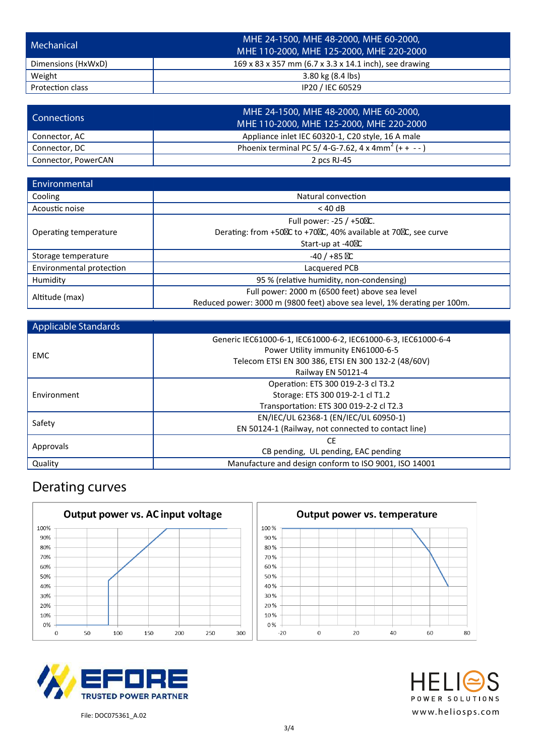| Mechanical | MHE 24-1500, MHE 48-2000, MHE 60-2000, MHE 110-2000, MHE 125-2000, MHE 220-2000 |
| --- | --- |
| Dimensions (HxWxD) | 169 x 83 x 357 mm (6.7 x 3.3 x 14.1 inch), see drawing |
| Weight | 3.80 kg (8.4 lbs) |
| Protection class | IP20 / IEC 60529 |

| Connections | MHE 24-1500, MHE 48-2000, MHE 60-2000, MHE 110-2000, MHE 125-2000, MHE 220-2000 |
| --- | --- |
| Connector, AC | Appliance inlet IEC 60320-1, C20 style, 16 A male |
| Connector, DC | Phoenix terminal PC 5/ 4-G-7.62, 4 x 4mm$^2$ (+ + - - ) |
| Connector, PowerCAN | 2 pcs RJ-45 |

| Environmental | |
| --- | --- |
| Cooling | Natural convection |
| Acoustic noise | < 40 dB |
| Operating temperature | Full power: -25 / +50°C.<br>Derating: from +50°C to +70°C, 40% available at 70°C, see curve<br>Start-up at -40°C |
| Storage temperature | -40 / +85 °C |
| Environmental protection | Lacquered PCB |
| Humidity | 95 % (relative humidity, non-condensing) |
| Altitude (max) | Full power: 2000 m (6500 feet) above sea level<br>Reduced power: 3000 m (9800 feet) above sea level, 1% derating per 100m. |

| Applicable Standards | |
| --- | --- |
| EMC | Generic IEC61000-6-1, IEC61000-6-2, IEC61000-6-3, IEC61000-6-4<br>Power Utility immunity EN61000-6-5<br>Telecom ETSI EN 300 386, ETSI EN 300 132-2 (48/60V)<br>Railway EN 50121-4 |
| Environment | Operation: ETS 300 019-2-3 cl T3.2<br>Storage: ETS 300 019-2-1 cl T1.2<br>Transportation: ETS 300 019-2-2 cl T2.3 |
| Safety | EN/IEC/UL 62368-1 (EN/IEC/UL 60950-1)<br>EN 50124-1 (Railway, not connected to contact line) |
| Approvals | CE<br>CB pending, UL pending, EAC pending |
| Quality | Manufacture and design conform to ISO 9001, ISO 14001 |

## Derating curves

**Output power vs. AC input voltage**

**Output power vs. temperature**

File: DOC075361_A.02

www.heliosps.com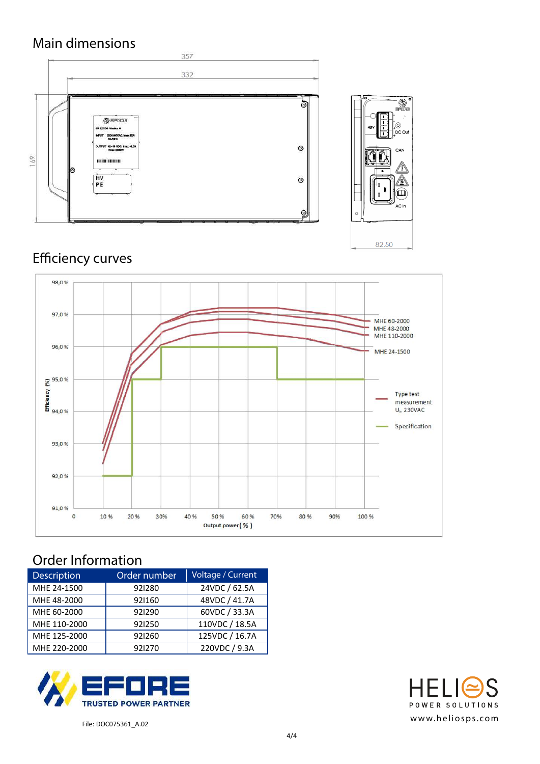## Main dimensions

357

332

169

82.50

48V

DC Out

CAN

AC In

HV

PE

## Efficiency curves

98,0 %
97,0 %
96,0 %
95,0 %
94,0 %
93,0 %
92,0 %
91,0 %

Efficiency (%)

0
10 %
20 %
30%
40 %
50 %
60 %
70%
80 %
90%
100 %

Output power ( % )

MHE 60-2000
MHE 48-2000
MHE 110-2000
MHE 24-1500

Type test measurement $U_{in}$ 230VAC

Specification

## Order Information

| Description | Order number | Voltage / Current |
|---|---|---|
| MHE 24-1500 | 921280 | 24VDC / 62.5A |
| MHE 48-2000 | 921160 | 48VDC / 41.7A |
| MHE 60-2000 | 921290 | 60VDC / 33.3A |
| MHE 110-2000 | 921250 | 110VDC / 18.5A |
| MHE 125-2000 | 921260 | 125VDC / 16.7A |
| MHE 220-2000 | 921270 | 220VDC / 9.3A |

EFORE TRUSTED POWER PARTNER

HELIOS POWER SOLUTIONS

www.heliosps.com

File: DOC075361_A.02